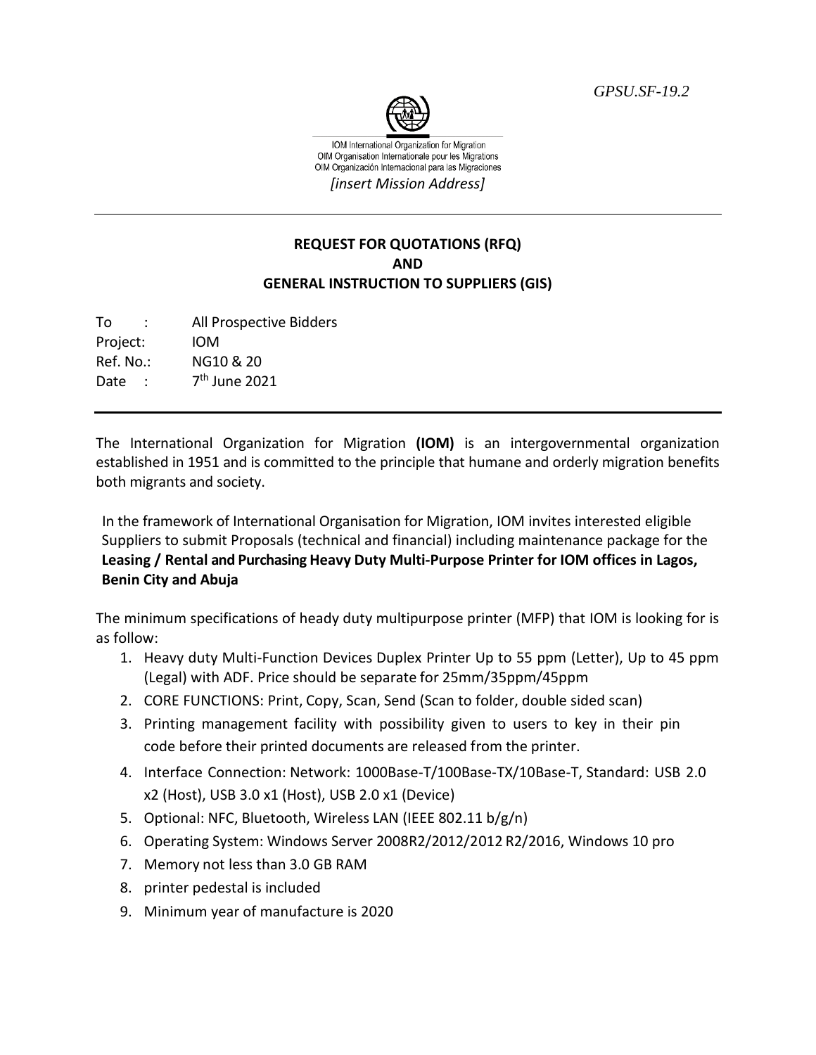*GPSU.SF-19.2*

IOM International Organization for Migration
OIM Organisation Internationale pour les Migrations
OIM Organización Internacional para las Migraciones
*[insert Mission Address]*

**REQUEST FOR QUOTATIONS (RFQ)**
**AND**
**GENERAL INSTRUCTION TO SUPPLIERS (GIS)**

| | |
|---|---|
| To : | All Prospective Bidders |
| Project: | IOM |
| Ref. No.: | NG10 & 20 |
| Date : | 7th June 2021 |

The International Organization for Migration **(IOM)** is an intergovernmental organization established in 1951 and is committed to the principle that humane and orderly migration benefits both migrants and society.

In the framework of International Organisation for Migration, IOM invites interested eligible Suppliers to submit Proposals (technical and financial) including maintenance package for the **Leasing / Rental and Purchasing Heavy Duty Multi-Purpose Printer for IOM offices in Lagos, Benin City and Abuja**

The minimum specifications of heady duty multipurpose printer (MFP) that IOM is looking for is as follow:

1. Heavy duty Multi-Function Devices Duplex Printer Up to 55 ppm (Letter), Up to 45 ppm (Legal) with ADF. Price should be separate for 25mm/35ppm/45ppm
2. CORE FUNCTIONS: Print, Copy, Scan, Send (Scan to folder, double sided scan)
3. Printing management facility with possibility given to users to key in their pin code before their printed documents are released from the printer.
4. Interface Connection: Network: 1000Base-T/100Base-TX/10Base-T, Standard: USB 2.0 x2 (Host), USB 3.0 x1 (Host), USB 2.0 x1 (Device)
5. Optional: NFC, Bluetooth, Wireless LAN (IEEE 802.11 b/g/n)
6. Operating System: Windows Server 2008R2/2012/2012 R2/2016, Windows 10 pro
7. Memory not less than 3.0 GB RAM
8. printer pedestal is included
9. Minimum year of manufacture is 2020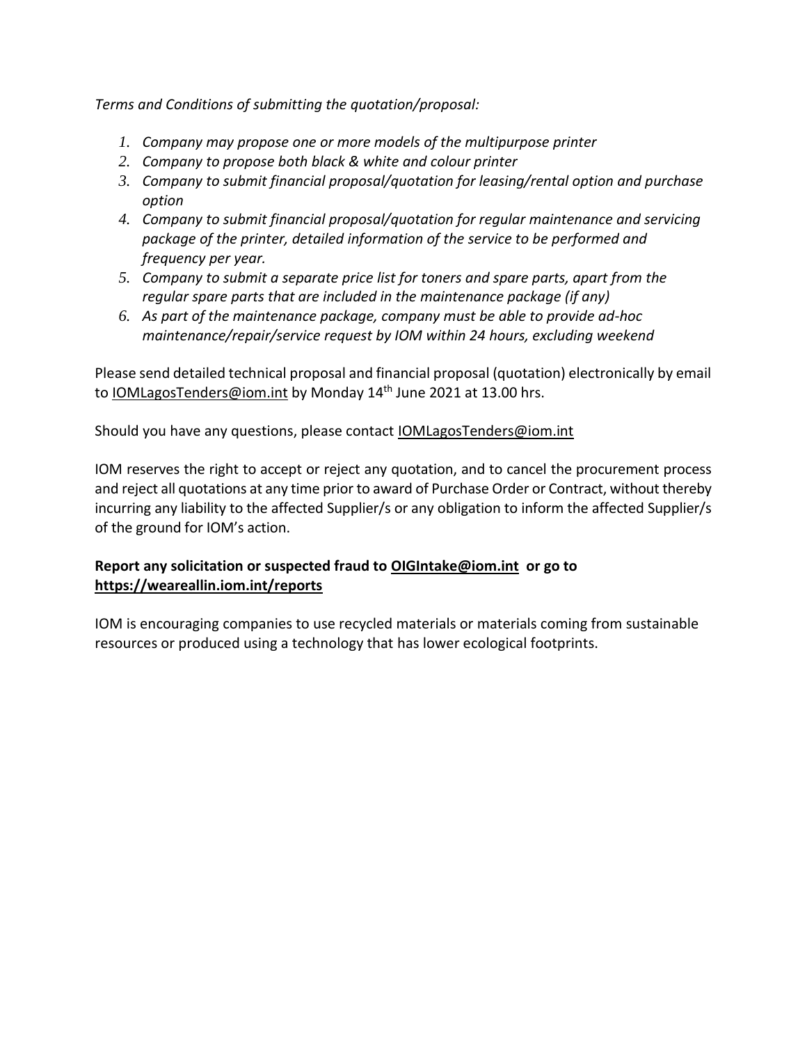*Terms and Conditions of submitting the quotation/proposal:*

1. *Company may propose one or more models of the multipurpose printer*
2. *Company to propose both black & white and colour printer*
3. *Company to submit financial proposal/quotation for leasing/rental option and purchase option*
4. *Company to submit financial proposal/quotation for regular maintenance and servicing package of the printer, detailed information of the service to be performed and frequency per year.*
5. *Company to submit a separate price list for toners and spare parts, apart from the regular spare parts that are included in the maintenance package (if any)*
6. *As part of the maintenance package, company must be able to provide ad-hoc maintenance/repair/service request by IOM within 24 hours, excluding weekend*

Please send detailed technical proposal and financial proposal (quotation) electronically by email to IOMLagosTenders@iom.int by Monday 14th June 2021 at 13.00 hrs.

Should you have any questions, please contact IOMLagosTenders@iom.int

IOM reserves the right to accept or reject any quotation, and to cancel the procurement process and reject all quotations at any time prior to award of Purchase Order or Contract, without thereby incurring any liability to the affected Supplier/s or any obligation to inform the affected Supplier/s of the ground for IOM's action.

**Report any solicitation or suspected fraud to OIGIntake@iom.int or go to https://weareallin.iom.int/reports**

IOM is encouraging companies to use recycled materials or materials coming from sustainable resources or produced using a technology that has lower ecological footprints.